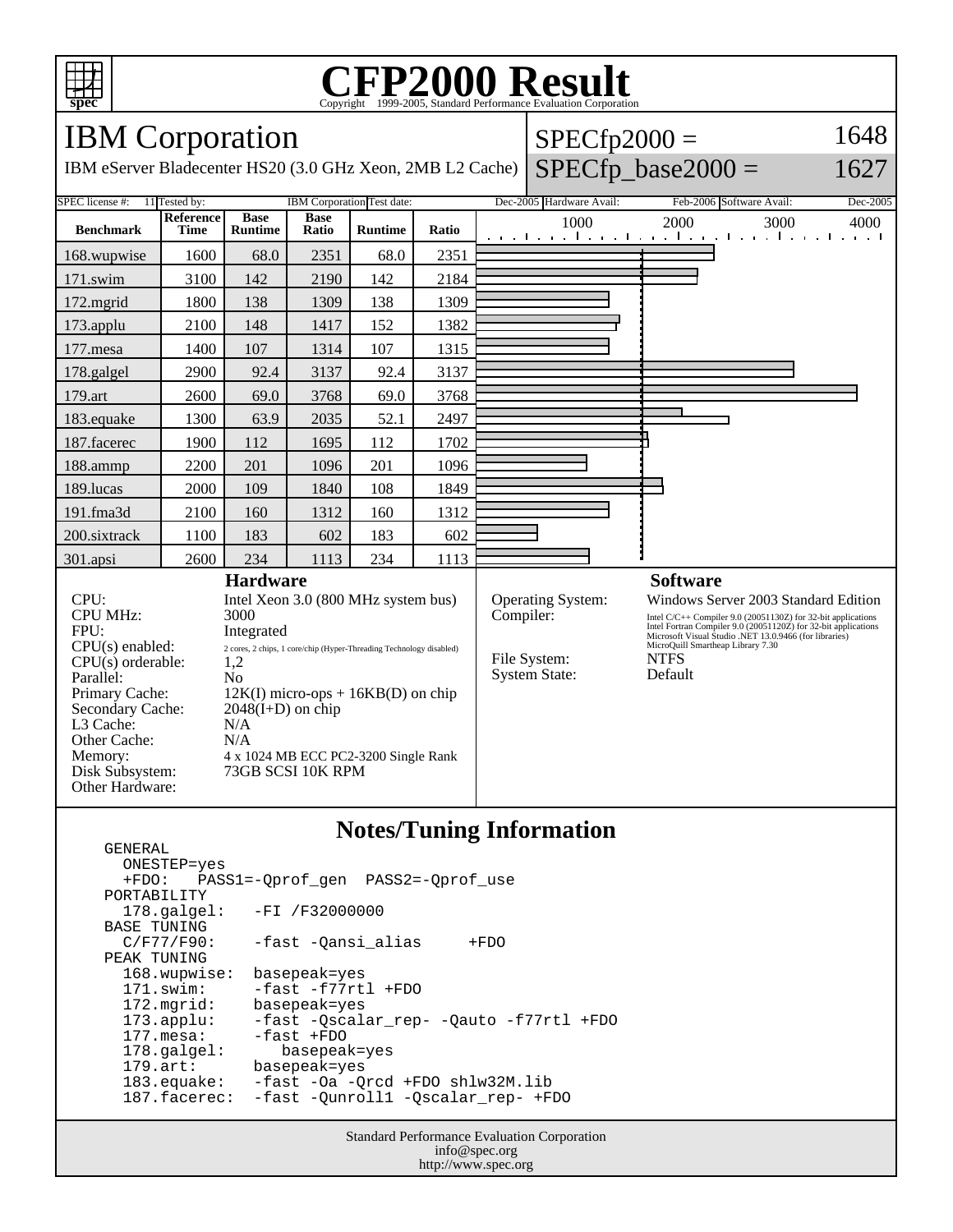# CFP2000 Result

Copyright 1999-2005, Standard Performance Evaluation Corporation

## IBM Corporation

IBM eServer Bladecenter HS20 (3.0 GHz Xeon, 2MB L2 Cache)

SPECfp2000 = 1648

SPECfp_base2000 = 1627

| SPEC license #: | 11 | Tested by: | IBM Corporation | Test date: | Dec-2005 | Hardware Avail: | Feb-2006 | Software Avail: | Dec-2005 |
|---|---|---|---|---|---|---|---|---|---|

| Benchmark | Reference Time | Base Runtime | Base Ratio | Runtime | Ratio |
|---|---|---|---|---|---|
| 168.wupwise | 1600 | 68.0 | 2351 | 68.0 | 2351 |
| 171.swim | 3100 | 142 | 2190 | 142 | 2184 |
| 172.mgrid | 1800 | 138 | 1309 | 138 | 1309 |
| 173.applu | 2100 | 148 | 1417 | 152 | 1382 |
| 177.mesa | 1400 | 107 | 1314 | 107 | 1315 |
| 178.galgel | 2900 | 92.4 | 3137 | 92.4 | 3137 |
| 179.art | 2600 | 69.0 | 3768 | 69.0 | 3768 |
| 183.equake | 1300 | 63.9 | 2035 | 52.1 | 2497 |
| 187.facerec | 1900 | 112 | 1695 | 112 | 1702 |
| 188.ammp | 2200 | 201 | 1096 | 201 | 1096 |
| 189.lucas | 2000 | 109 | 1840 | 108 | 1849 |
| 191.fma3d | 2100 | 160 | 1312 | 160 | 1312 |
| 200.sixtrack | 1100 | 183 | 602 | 183 | 602 |
| 301.apsi | 2600 | 234 | 1113 | 234 | 1113 |

### Hardware

| | |
|---|---|
| CPU: | Intel Xeon 3.0 (800 MHz system bus) |
| CPU MHz: | 3000 |
| FPU: | Integrated |
| CPU(s) enabled: | 2 cores, 2 chips, 1 core/chip (Hyper-Threading Technology disabled) |
| CPU(s) orderable: | 1,2 |
| Parallel: | No |
| Primary Cache: | 12K(I) micro-ops + 16KB(D) on chip |
| Secondary Cache: | 2048(I+D) on chip |
| L3 Cache: | N/A |
| Other Cache: | N/A |
| Memory: | 4 x 1024 MB ECC PC2-3200 Single Rank |
| Disk Subsystem: | 73GB SCSI 10K RPM |
| Other Hardware: | |

### Software

| | |
|---|---|
| Operating System: | Windows Server 2003 Standard Edition |
| Compiler: | Intel C/C++ Compiler 9.0 (20051130Z) for 32-bit applications<br>Intel Fortran Compiler 9.0 (20051120Z) for 32-bit applications<br>Microsoft Visual Studio .NET 13.0.9466 (for libraries)<br>MicroQuill Smartheap Library 7.30 |
| File System: | NTFS |
| System State: | Default |

### Notes/Tuning Information

```
GENERAL
  ONESTEP=yes
  +FDO:   PASS1=-Qprof_gen  PASS2=-Qprof_use
PORTABILITY
  178.galgel:   -FI /F32000000
BASE TUNING
  C/F77/F90:    -fast -Qansi_alias     +FDO
PEAK TUNING
  168.wupwise:  basepeak=yes
  171.swim:     -fast -f77rtl +FDO
  172.mgrid:    basepeak=yes
  173.applu:    -fast -Qscalar_rep- -Qauto -f77rtl +FDO
  177.mesa:     -fast +FDO
  178.galgel:      basepeak=yes
  179.art:      basepeak=yes
  183.equake:   -fast -Oa -Qrcd +FDO shlw32M.lib
  187.facerec:  -fast -Qunroll1 -Qscalar_rep- +FDO
```

Standard Performance Evaluation Corporation
info@spec.org
http://www.spec.org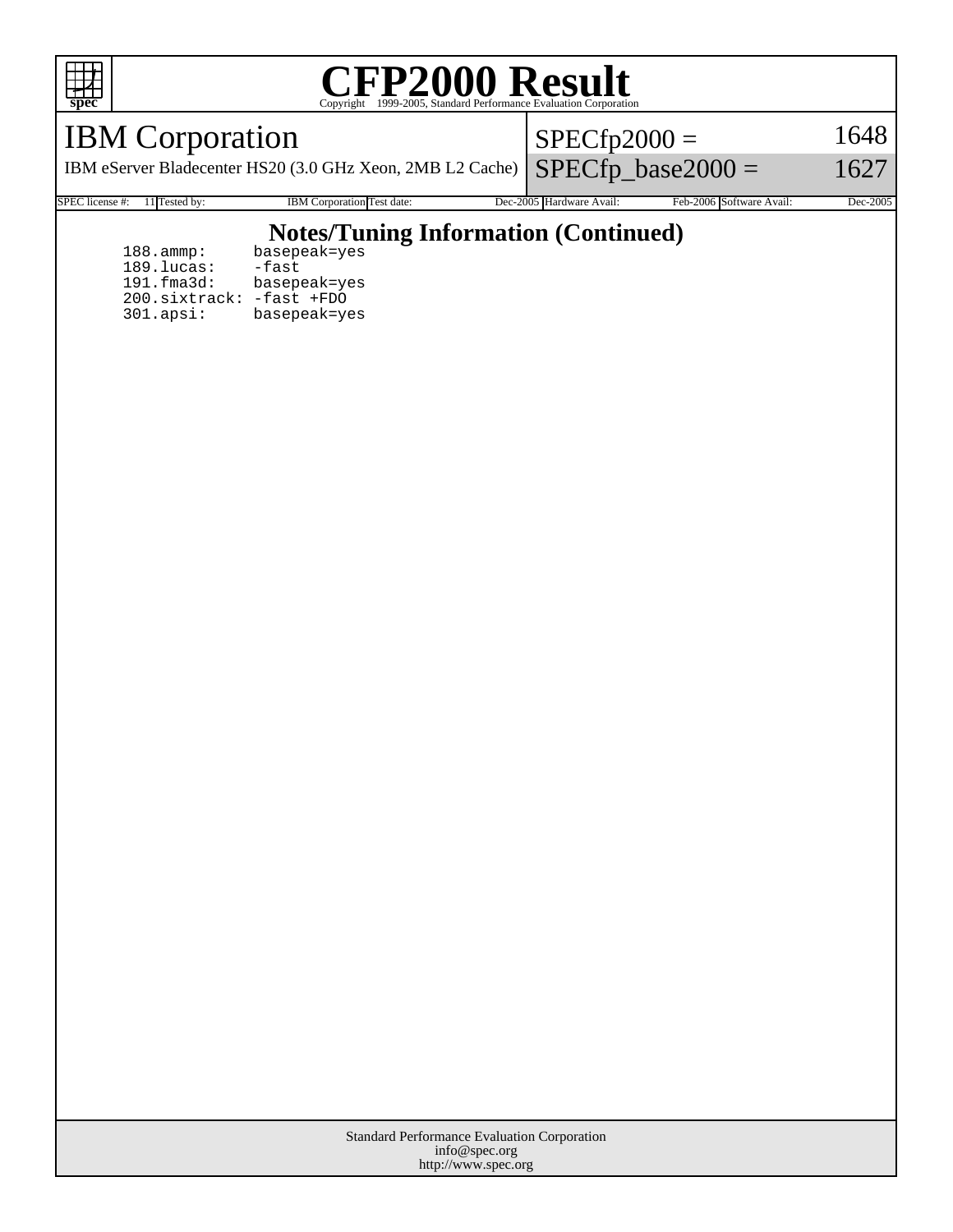# CFP2000 Result

Copyright 1999-2005, Standard Performance Evaluation Corporation

## IBM Corporation

IBM eServer Bladecenter HS20 (3.0 GHz Xeon, 2MB L2 Cache)

SPECfp2000 = 1648

SPECfp_base2000 = 1627

| SPEC license #: | 11 | Tested by: | IBM Corporation | Test date: | Dec-2005 | Hardware Avail: | Feb-2006 | Software Avail: | Dec-2005 |
|---|---|---|---|---|---|---|---|---|---|

### Notes/Tuning Information (Continued)

```
188.ammp:      basepeak=yes
189.lucas:     -fast
191.fma3d:     basepeak=yes
200.sixtrack:  -fast +FDO
301.apsi:      basepeak=yes
```

Standard Performance Evaluation Corporation
info@spec.org
http://www.spec.org